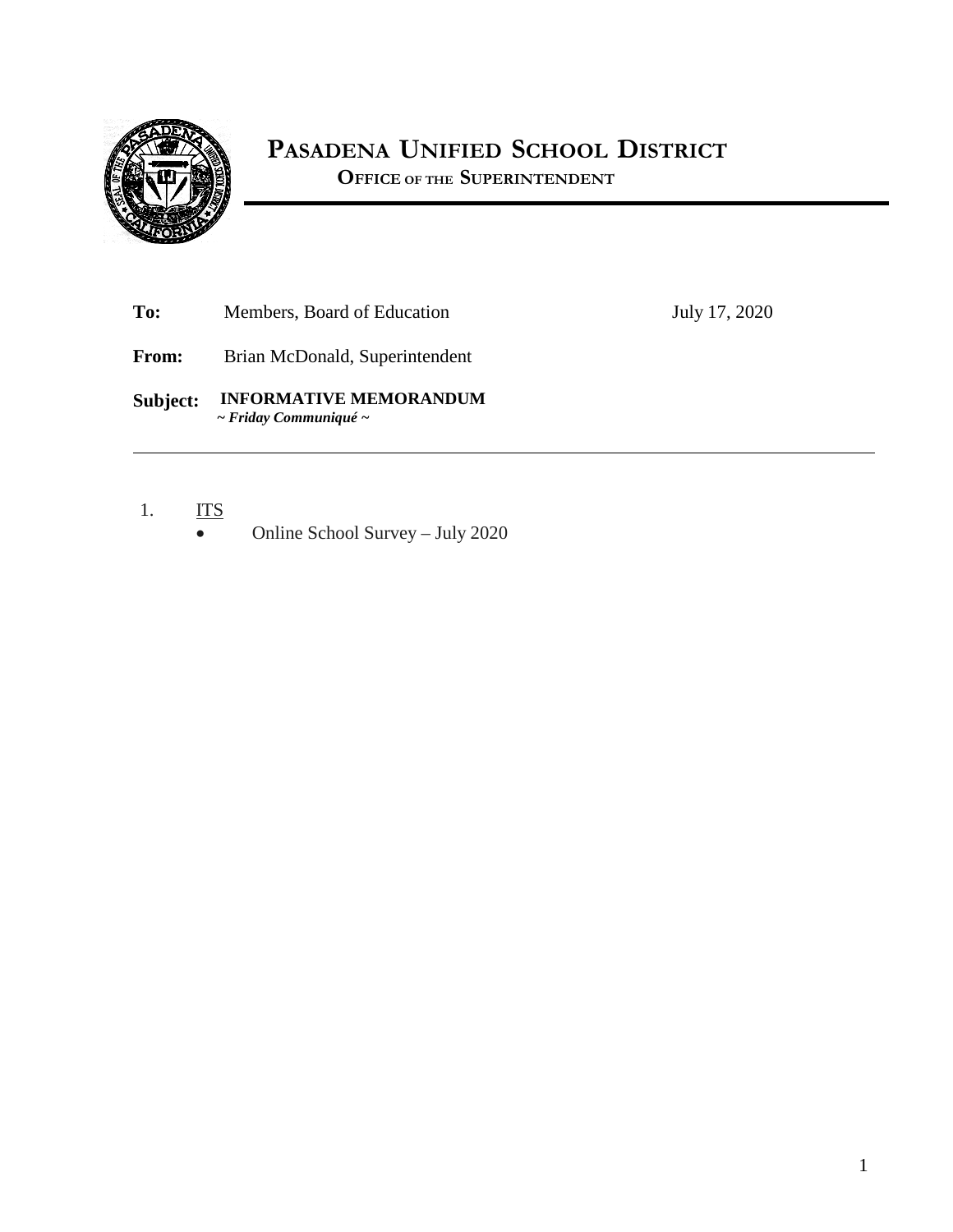# Pasadena Unified School District

## Office of the Superintendent

**To:** Members, Board of Education — July 17, 2020

**From:** Brian McDonald, Superintendent

**Subject:** **INFORMATIVE MEMORANDUM**
***~ Friday Communiqué ~***

---

1. ITS
   - Online School Survey – July 2020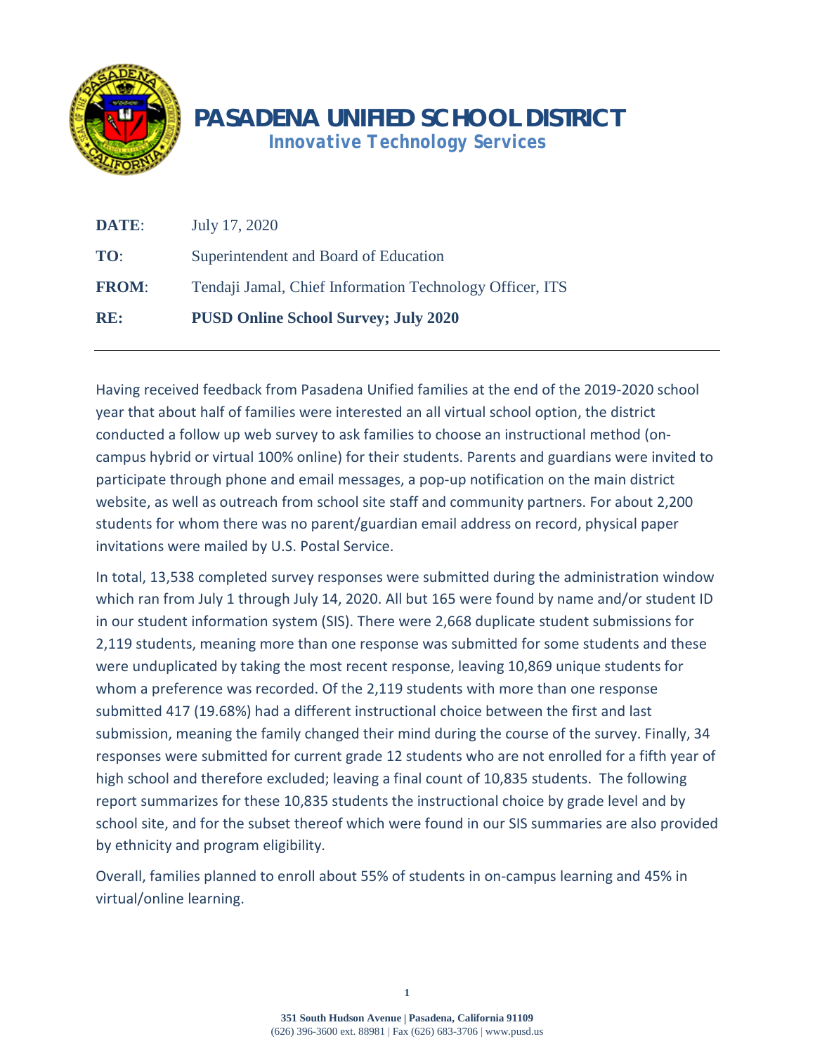# PASADENA UNIFIED SCHOOL DISTRICT

**Innovative Technology Services**

| | |
|---|---|
| **DATE**: | July 17, 2020 |
| **TO**: | Superintendent and Board of Education |
| **FROM**: | Tendaji Jamal, Chief Information Technology Officer, ITS |
| **RE:** | **PUSD Online School Survey; July 2020** |

---

Having received feedback from Pasadena Unified families at the end of the 2019-2020 school year that about half of families were interested an all virtual school option, the district conducted a follow up web survey to ask families to choose an instructional method (on-campus hybrid or virtual 100% online) for their students. Parents and guardians were invited to participate through phone and email messages, a pop-up notification on the main district website, as well as outreach from school site staff and community partners. For about 2,200 students for whom there was no parent/guardian email address on record, physical paper invitations were mailed by U.S. Postal Service.

In total, 13,538 completed survey responses were submitted during the administration window which ran from July 1 through July 14, 2020. All but 165 were found by name and/or student ID in our student information system (SIS). There were 2,668 duplicate student submissions for 2,119 students, meaning more than one response was submitted for some students and these were unduplicated by taking the most recent response, leaving 10,869 unique students for whom a preference was recorded. Of the 2,119 students with more than one response submitted 417 (19.68%) had a different instructional choice between the first and last submission, meaning the family changed their mind during the course of the survey. Finally, 34 responses were submitted for current grade 12 students who are not enrolled for a fifth year of high school and therefore excluded; leaving a final count of 10,835 students. The following report summarizes for these 10,835 students the instructional choice by grade level and by school site, and for the subset thereof which were found in our SIS summaries are also provided by ethnicity and program eligibility.

Overall, families planned to enroll about 55% of students in on-campus learning and 45% in virtual/online learning.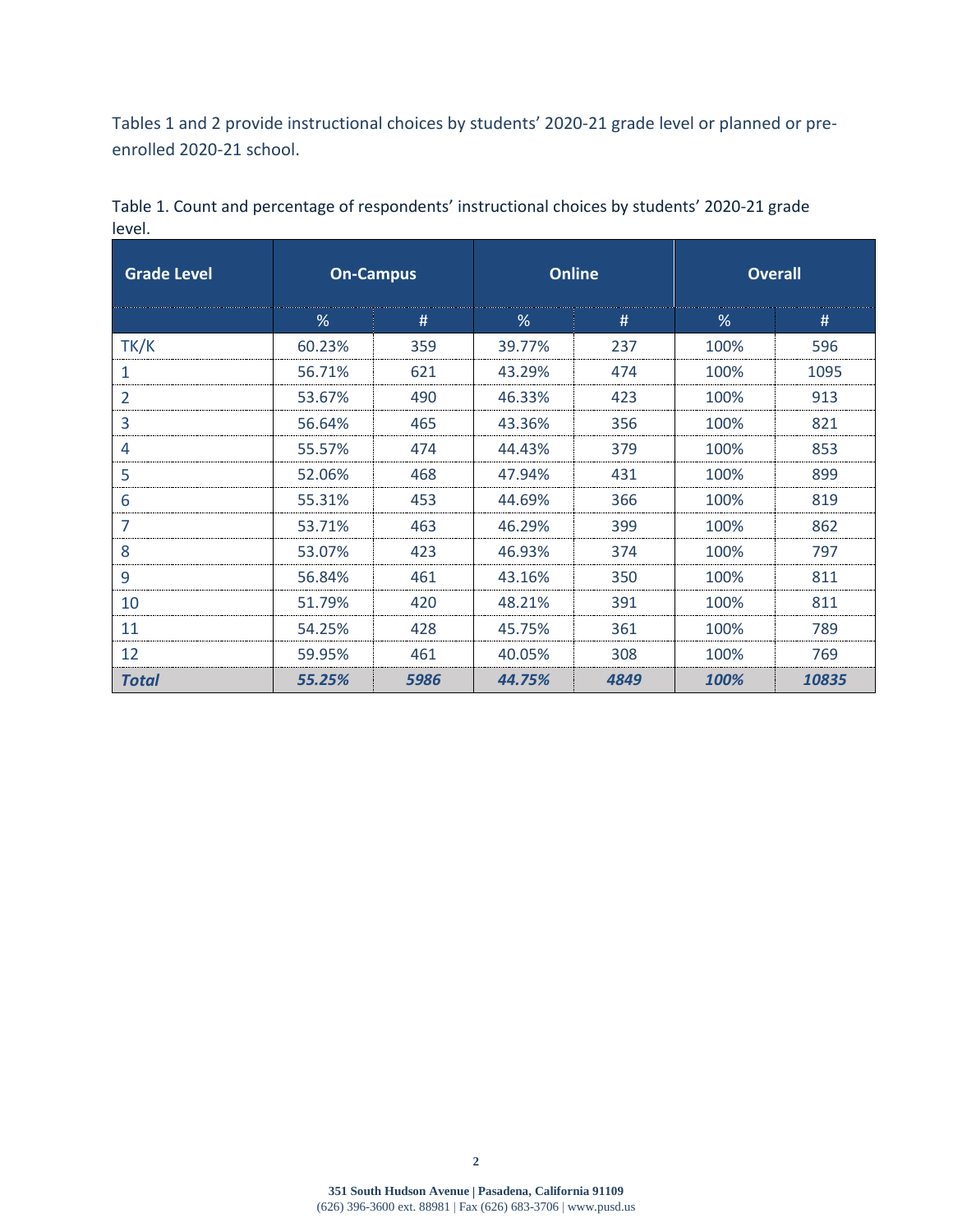Tables 1 and 2 provide instructional choices by students' 2020-21 grade level or planned or pre-enrolled 2020-21 school.

Table 1. Count and percentage of respondents' instructional choices by students' 2020-21 grade level.

| Grade Level | On-Campus | | Online | | Overall | |
|---|---|---|---|---|---|---|
| | % | # | % | # | % | # |
| TK/K | 60.23% | 359 | 39.77% | 237 | 100% | 596 |
| 1 | 56.71% | 621 | 43.29% | 474 | 100% | 1095 |
| 2 | 53.67% | 490 | 46.33% | 423 | 100% | 913 |
| 3 | 56.64% | 465 | 43.36% | 356 | 100% | 821 |
| 4 | 55.57% | 474 | 44.43% | 379 | 100% | 853 |
| 5 | 52.06% | 468 | 47.94% | 431 | 100% | 899 |
| 6 | 55.31% | 453 | 44.69% | 366 | 100% | 819 |
| 7 | 53.71% | 463 | 46.29% | 399 | 100% | 862 |
| 8 | 53.07% | 423 | 46.93% | 374 | 100% | 797 |
| 9 | 56.84% | 461 | 43.16% | 350 | 100% | 811 |
| 10 | 51.79% | 420 | 48.21% | 391 | 100% | 811 |
| 11 | 54.25% | 428 | 45.75% | 361 | 100% | 789 |
| 12 | 59.95% | 461 | 40.05% | 308 | 100% | 769 |
| ***Total*** | ***55.25%*** | ***5986*** | ***44.75%*** | ***4849*** | ***100%*** | ***10835*** |

**351 South Hudson Avenue | Pasadena, California 91109**
(626) 396-3600 ext. 88981 | Fax (626) 683-3706 | www.pusd.us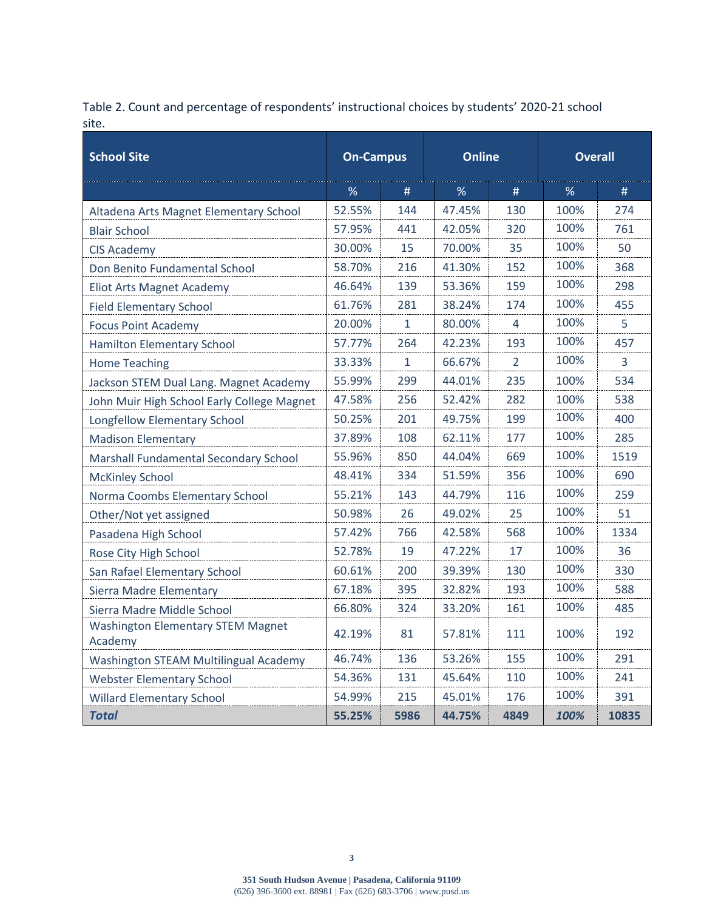Table 2. Count and percentage of respondents' instructional choices by students' 2020-21 school site.

| School Site | On-Campus | | Online | | Overall | |
|---|---|---|---|---|---|---|
| | % | # | % | # | % | # |
| Altadena Arts Magnet Elementary School | 52.55% | 144 | 47.45% | 130 | 100% | 274 |
| Blair School | 57.95% | 441 | 42.05% | 320 | 100% | 761 |
| CIS Academy | 30.00% | 15 | 70.00% | 35 | 100% | 50 |
| Don Benito Fundamental School | 58.70% | 216 | 41.30% | 152 | 100% | 368 |
| Eliot Arts Magnet Academy | 46.64% | 139 | 53.36% | 159 | 100% | 298 |
| Field Elementary School | 61.76% | 281 | 38.24% | 174 | 100% | 455 |
| Focus Point Academy | 20.00% | 1 | 80.00% | 4 | 100% | 5 |
| Hamilton Elementary School | 57.77% | 264 | 42.23% | 193 | 100% | 457 |
| Home Teaching | 33.33% | 1 | 66.67% | 2 | 100% | 3 |
| Jackson STEM Dual Lang. Magnet Academy | 55.99% | 299 | 44.01% | 235 | 100% | 534 |
| John Muir High School Early College Magnet | 47.58% | 256 | 52.42% | 282 | 100% | 538 |
| Longfellow Elementary School | 50.25% | 201 | 49.75% | 199 | 100% | 400 |
| Madison Elementary | 37.89% | 108 | 62.11% | 177 | 100% | 285 |
| Marshall Fundamental Secondary School | 55.96% | 850 | 44.04% | 669 | 100% | 1519 |
| McKinley School | 48.41% | 334 | 51.59% | 356 | 100% | 690 |
| Norma Coombs Elementary School | 55.21% | 143 | 44.79% | 116 | 100% | 259 |
| Other/Not yet assigned | 50.98% | 26 | 49.02% | 25 | 100% | 51 |
| Pasadena High School | 57.42% | 766 | 42.58% | 568 | 100% | 1334 |
| Rose City High School | 52.78% | 19 | 47.22% | 17 | 100% | 36 |
| San Rafael Elementary School | 60.61% | 200 | 39.39% | 130 | 100% | 330 |
| Sierra Madre Elementary | 67.18% | 395 | 32.82% | 193 | 100% | 588 |
| Sierra Madre Middle School | 66.80% | 324 | 33.20% | 161 | 100% | 485 |
| Washington Elementary STEM Magnet Academy | 42.19% | 81 | 57.81% | 111 | 100% | 192 |
| Washington STEAM Multilingual Academy | 46.74% | 136 | 53.26% | 155 | 100% | 291 |
| Webster Elementary School | 54.36% | 131 | 45.64% | 110 | 100% | 241 |
| Willard Elementary School | 54.99% | 215 | 45.01% | 176 | 100% | 391 |
| ***Total*** | **55.25%** | **5986** | **44.75%** | **4849** | ***100%*** | **10835** |

**351 South Hudson Avenue | Pasadena, California 91109**
(626) 396-3600 ext. 88981 | Fax (626) 683-3706 | www.pusd.us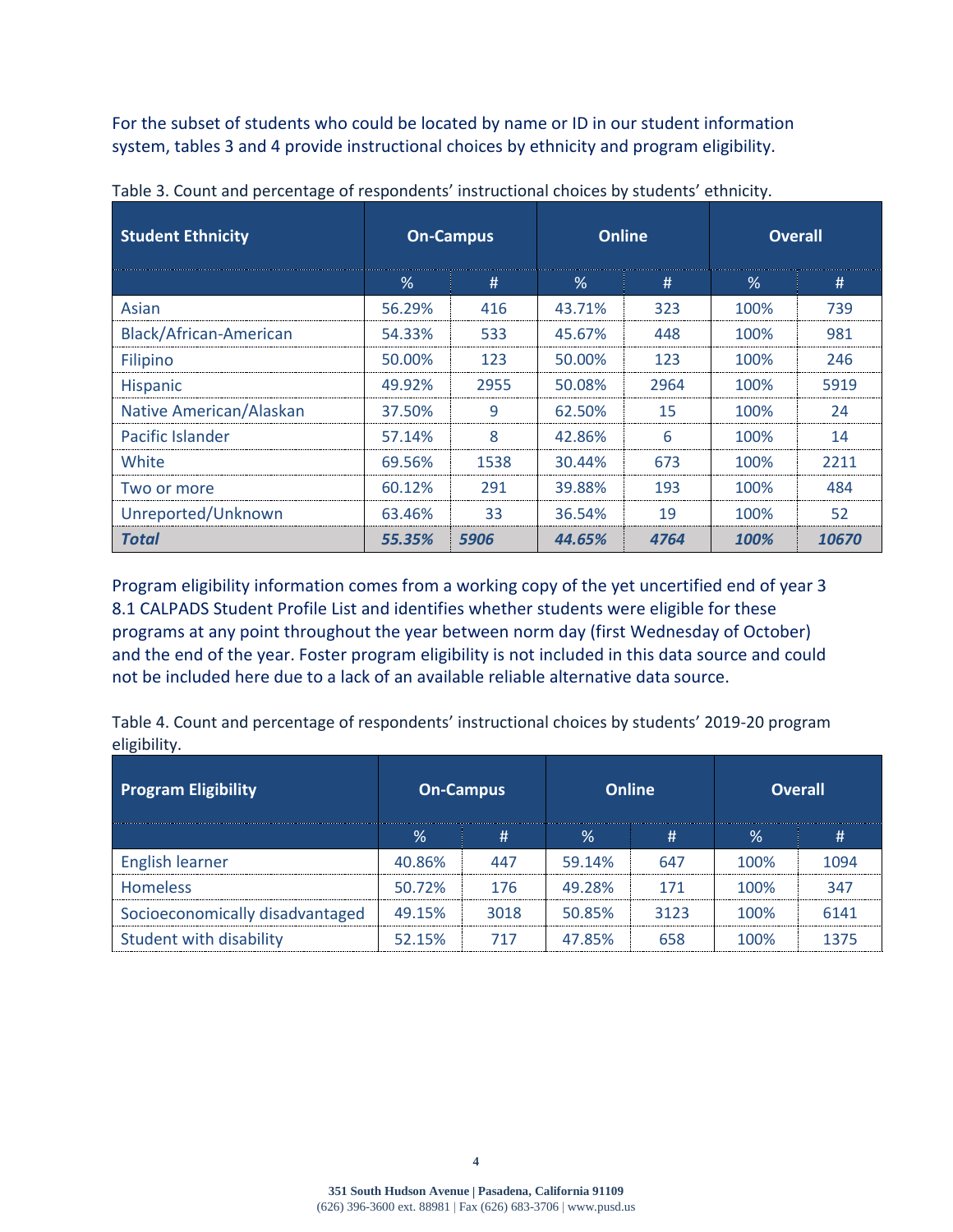For the subset of students who could be located by name or ID in our student information system, tables 3 and 4 provide instructional choices by ethnicity and program eligibility.

Table 3. Count and percentage of respondents' instructional choices by students' ethnicity.

| Student Ethnicity | On-Campus | | Online | | Overall | |
|---|---|---|---|---|---|---|
| | % | # | % | # | % | # |
| Asian | 56.29% | 416 | 43.71% | 323 | 100% | 739 |
| Black/African-American | 54.33% | 533 | 45.67% | 448 | 100% | 981 |
| Filipino | 50.00% | 123 | 50.00% | 123 | 100% | 246 |
| Hispanic | 49.92% | 2955 | 50.08% | 2964 | 100% | 5919 |
| Native American/Alaskan | 37.50% | 9 | 62.50% | 15 | 100% | 24 |
| Pacific Islander | 57.14% | 8 | 42.86% | 6 | 100% | 14 |
| White | 69.56% | 1538 | 30.44% | 673 | 100% | 2211 |
| Two or more | 60.12% | 291 | 39.88% | 193 | 100% | 484 |
| Unreported/Unknown | 63.46% | 33 | 36.54% | 19 | 100% | 52 |
| ***Total*** | ***55.35%*** | ***5906*** | ***44.65%*** | ***4764*** | ***100%*** | ***10670*** |

Program eligibility information comes from a working copy of the yet uncertified end of year 3 8.1 CALPADS Student Profile List and identifies whether students were eligible for these programs at any point throughout the year between norm day (first Wednesday of October) and the end of the year. Foster program eligibility is not included in this data source and could not be included here due to a lack of an available reliable alternative data source.

Table 4. Count and percentage of respondents' instructional choices by students' 2019-20 program eligibility.

| Program Eligibility | On-Campus | | Online | | Overall | |
|---|---|---|---|---|---|---|
| | % | # | % | # | % | # |
| English learner | 40.86% | 447 | 59.14% | 647 | 100% | 1094 |
| Homeless | 50.72% | 176 | 49.28% | 171 | 100% | 347 |
| Socioeconomically disadvantaged | 49.15% | 3018 | 50.85% | 3123 | 100% | 6141 |
| Student with disability | 52.15% | 717 | 47.85% | 658 | 100% | 1375 |